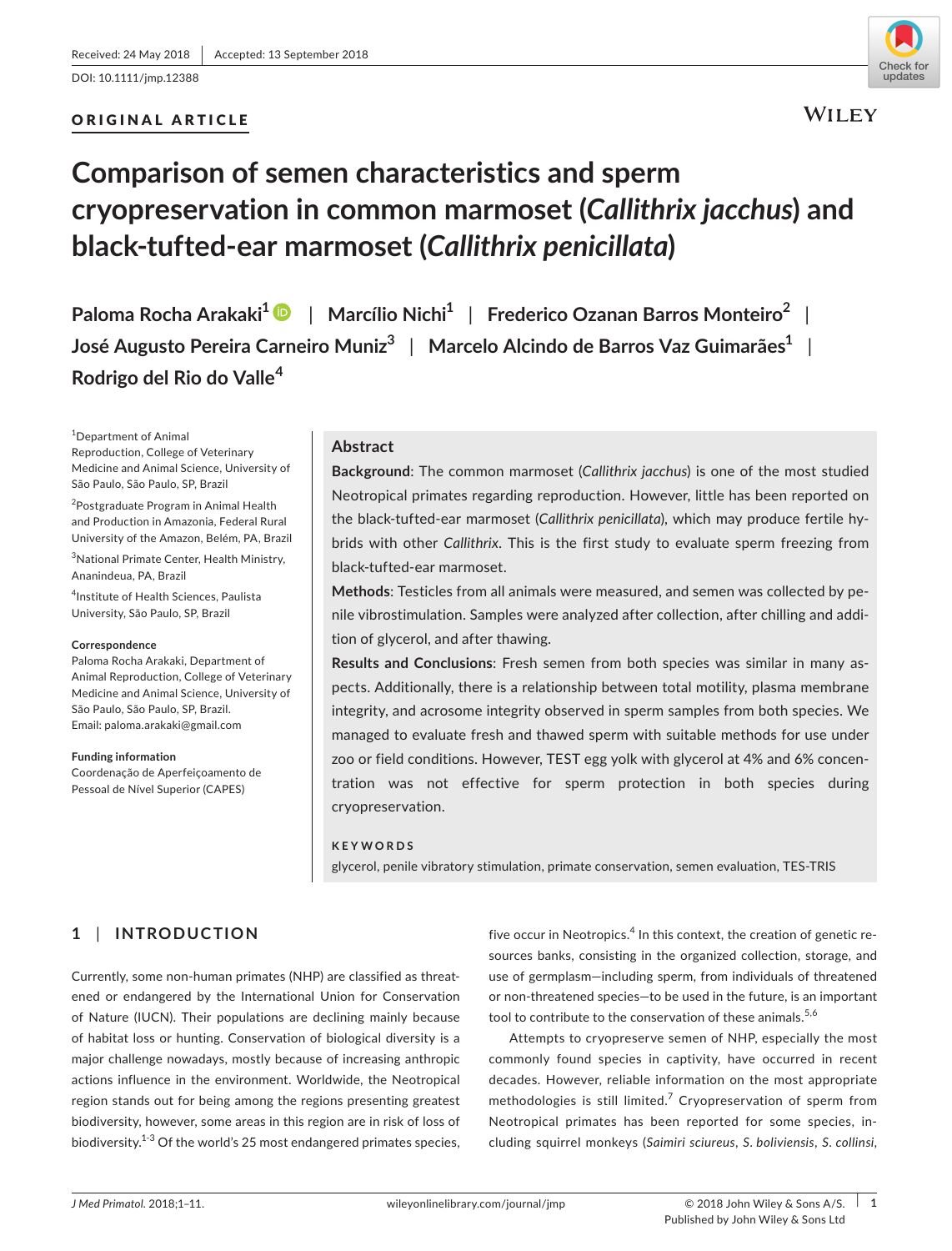Received: 24 May 2018 | Accepted: 13 September 2018

DOI: 10.1111/jmp.12388

ORIGINAL ARTICLE

# Comparison of semen characteristics and sperm cryopreservation in common marmoset (*Callithrix jacchus*) and black-tufted-ear marmoset (*Callithrix penicillata*)

Paloma Rocha Arakaki[1] | Marcílio Nichi[1] | Frederico Ozanan Barros Monteiro[2] | José Augusto Pereira Carneiro Muniz[3] | Marcelo Alcindo de Barros Vaz Guimarães[1] | Rodrigo del Rio do Valle[4]

[1]Department of Animal Reproduction, College of Veterinary Medicine and Animal Science, University of São Paulo, São Paulo, SP, Brazil

[2]Postgraduate Program in Animal Health and Production in Amazonia, Federal Rural University of the Amazon, Belém, PA, Brazil

[3]National Primate Center, Health Ministry, Ananindeua, PA, Brazil

[4]Institute of Health Sciences, Paulista University, São Paulo, SP, Brazil

**Correspondence**
Paloma Rocha Arakaki, Department of Animal Reproduction, College of Veterinary Medicine and Animal Science, University of São Paulo, São Paulo, SP, Brazil.
Email: paloma.arakaki@gmail.com

**Funding information**
Coordenação de Aperfeiçoamento de Pessoal de Nível Superior (CAPES)

## Abstract

**Background**: The common marmoset (*Callithrix jacchus*) is one of the most studied Neotropical primates regarding reproduction. However, little has been reported on the black-tufted-ear marmoset (*Callithrix penicillata*), which may produce fertile hybrids with other *Callithrix*. This is the first study to evaluate sperm freezing from black-tufted-ear marmoset.

**Methods**: Testicles from all animals were measured, and semen was collected by penile vibrostimulation. Samples were analyzed after collection, after chilling and addition of glycerol, and after thawing.

**Results and Conclusions**: Fresh semen from both species was similar in many aspects. Additionally, there is a relationship between total motility, plasma membrane integrity, and acrosome integrity observed in sperm samples from both species. We managed to evaluate fresh and thawed sperm with suitable methods for use under zoo or field conditions. However, TEST egg yolk with glycerol at 4% and 6% concentration was not effective for sperm protection in both species during cryopreservation.

**KEYWORDS**

glycerol, penile vibratory stimulation, primate conservation, semen evaluation, TES-TRIS

## 1 | INTRODUCTION

Currently, some non-human primates (NHP) are classified as threatened or endangered by the International Union for Conservation of Nature (IUCN). Their populations are declining mainly because of habitat loss or hunting. Conservation of biological diversity is a major challenge nowadays, mostly because of increasing anthropic actions influence in the environment. Worldwide, the Neotropical region stands out for being among the regions presenting greatest biodiversity, however, some areas in this region are in risk of loss of biodiversity.[1-3] Of the world's 25 most endangered primates species, five occur in Neotropics.[4] In this context, the creation of genetic resources banks, consisting in the organized collection, storage, and use of germplasm—including sperm, from individuals of threatened or non-threatened species—to be used in the future, is an important tool to contribute to the conservation of these animals.[5,6]

Attempts to cryopreserve semen of NHP, especially the most commonly found species in captivity, have occurred in recent decades. However, reliable information on the most appropriate methodologies is still limited.[7] Cryopreservation of sperm from Neotropical primates has been reported for some species, including squirrel monkeys (*Saimiri sciureus*, *S. boliviensis*, *S. collinsi*,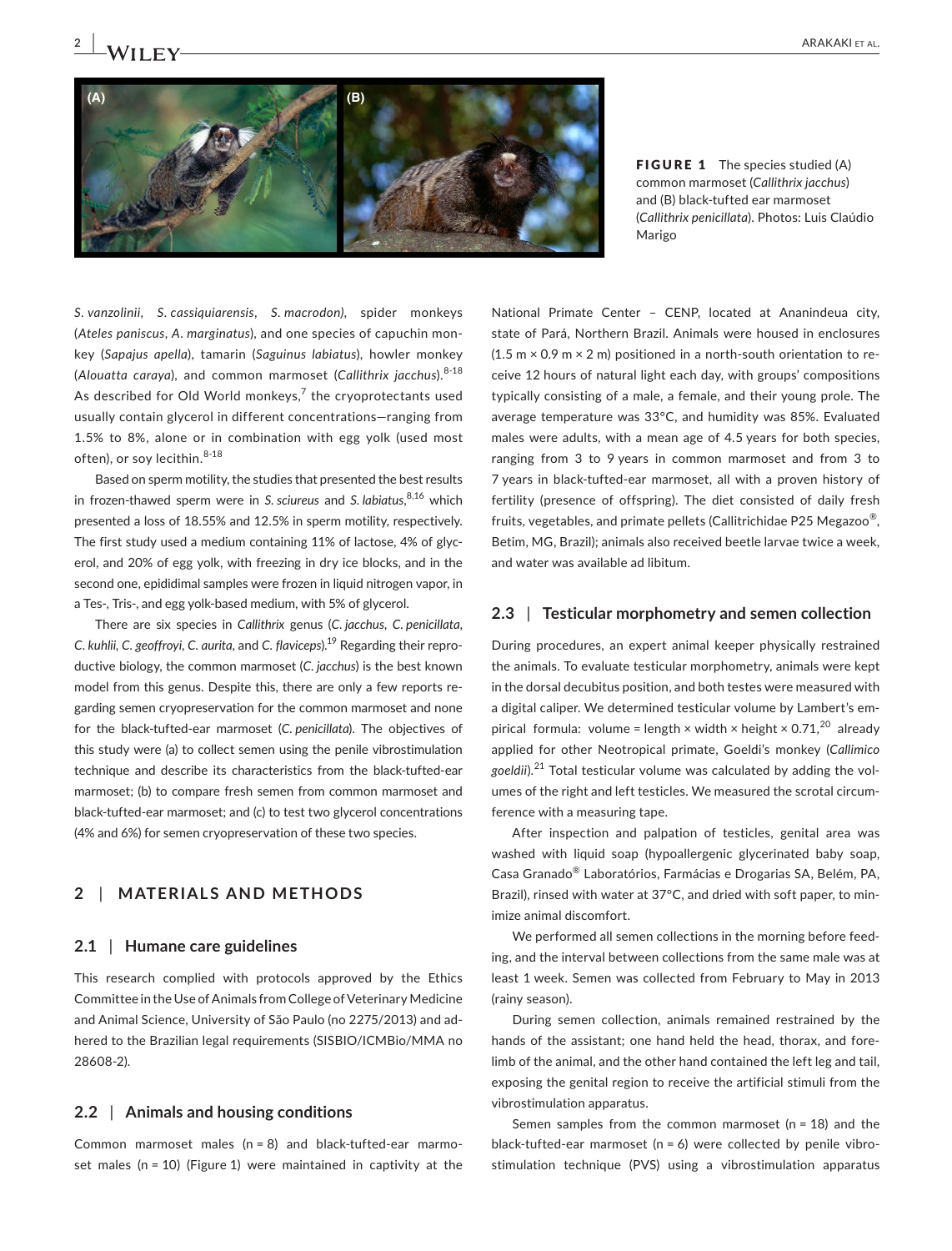**FIGURE 1** The species studied (A) common marmoset (*Callithrix jacchus*) and (B) black-tufted ear marmoset (*Callithrix penicillata*). Photos: Luis Claúdio Marigo

*S. vanzolinii*, *S. cassiquiarensis*, *S. macrodon)*, spider monkeys (*Ateles paniscus*, *A. marginatus*), and one species of capuchin monkey (*Sapajus apella*), tamarin (*Saguinus labiatus*), howler monkey (*Alouatta caraya*), and common marmoset (*Callithrix jacchus*).[8-18] As described for Old World monkeys,[7] the cryoprotectants used usually contain glycerol in different concentrations—ranging from 1.5% to 8%, alone or in combination with egg yolk (used most often), or soy lecithin.[8-18]

Based on sperm motility, the studies that presented the best results in frozen-thawed sperm were in *S. sciureus* and *S. labiatus*,[8,16] which presented a loss of 18.55% and 12.5% in sperm motility, respectively. The first study used a medium containing 11% of lactose, 4% of glycerol, and 20% of egg yolk, with freezing in dry ice blocks, and in the second one, epididimal samples were frozen in liquid nitrogen vapor, in a Tes-, Tris-, and egg yolk-based medium, with 5% of glycerol.

There are six species in *Callithrix* genus (*C. jacchus*, *C. penicillata*, *C. kuhlii*, *C. geoffroyi*, *C. aurita*, and *C. flaviceps*).[19] Regarding their reproductive biology, the common marmoset (*C. jacchus*) is the best known model from this genus. Despite this, there are only a few reports regarding semen cryopreservation for the common marmoset and none for the black-tufted-ear marmoset (*C. penicillata*). The objectives of this study were (a) to collect semen using the penile vibrostimulation technique and describe its characteristics from the black-tufted-ear marmoset; (b) to compare fresh semen from common marmoset and black-tufted-ear marmoset; and (c) to test two glycerol concentrations (4% and 6%) for semen cryopreservation of these two species.

## 2 | MATERIALS AND METHODS

### 2.1 | Humane care guidelines

This research complied with protocols approved by the Ethics Committee in the Use of Animals from College of Veterinary Medicine and Animal Science, University of São Paulo (no 2275/2013) and adhered to the Brazilian legal requirements (SISBIO/ICMBio/MMA no 28608-2).

### 2.2 | Animals and housing conditions

Common marmoset males (n = 8) and black-tufted-ear marmoset males (n = 10) (Figure 1) were maintained in captivity at the National Primate Center – CENP, located at Ananindeua city, state of Pará, Northern Brazil. Animals were housed in enclosures (1.5 m × 0.9 m × 2 m) positioned in a north-south orientation to receive 12 hours of natural light each day, with groups' compositions typically consisting of a male, a female, and their young prole. The average temperature was 33°C, and humidity was 85%. Evaluated males were adults, with a mean age of 4.5 years for both species, ranging from 3 to 9 years in common marmoset and from 3 to 7 years in black-tufted-ear marmoset, all with a proven history of fertility (presence of offspring). The diet consisted of daily fresh fruits, vegetables, and primate pellets (Callitrichidae P25 Megazoo®, Betim, MG, Brazil); animals also received beetle larvae twice a week, and water was available ad libitum.

### 2.3 | Testicular morphometry and semen collection

During procedures, an expert animal keeper physically restrained the animals. To evaluate testicular morphometry, animals were kept in the dorsal decubitus position, and both testes were measured with a digital caliper. We determined testicular volume by Lambert's empirical formula: volume = length × width × height × 0.71,[20] already applied for other Neotropical primate, Goeldi's monkey (*Callimico goeldii*).[21] Total testicular volume was calculated by adding the volumes of the right and left testicles. We measured the scrotal circumference with a measuring tape.

After inspection and palpation of testicles, genital area was washed with liquid soap (hypoallergenic glycerinated baby soap, Casa Granado® Laboratórios, Farmácias e Drogarias SA, Belém, PA, Brazil), rinsed with water at 37°C, and dried with soft paper, to minimize animal discomfort.

We performed all semen collections in the morning before feeding, and the interval between collections from the same male was at least 1 week. Semen was collected from February to May in 2013 (rainy season).

During semen collection, animals remained restrained by the hands of the assistant; one hand held the head, thorax, and forelimb of the animal, and the other hand contained the left leg and tail, exposing the genital region to receive the artificial stimuli from the vibrostimulation apparatus.

Semen samples from the common marmoset (n = 18) and the black-tufted-ear marmoset (n = 6) were collected by penile vibrostimulation technique (PVS) using a vibrostimulation apparatus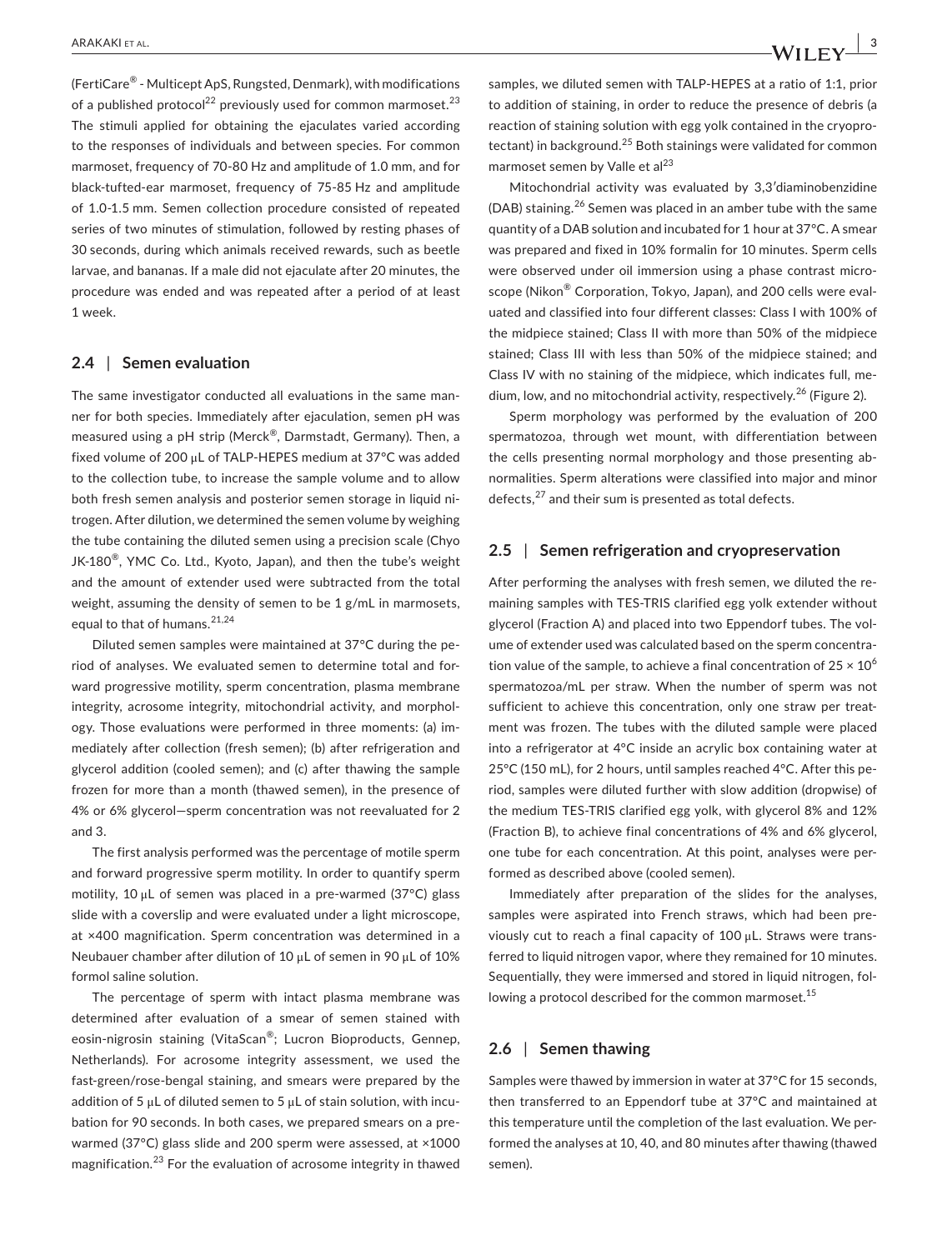(FertiCare® - Multicept ApS, Rungsted, Denmark), with modifications of a published protocol[22] previously used for common marmoset.[23] The stimuli applied for obtaining the ejaculates varied according to the responses of individuals and between species. For common marmoset, frequency of 70-80 Hz and amplitude of 1.0 mm, and for black-tufted-ear marmoset, frequency of 75-85 Hz and amplitude of 1.0-1.5 mm. Semen collection procedure consisted of repeated series of two minutes of stimulation, followed by resting phases of 30 seconds, during which animals received rewards, such as beetle larvae, and bananas. If a male did not ejaculate after 20 minutes, the procedure was ended and was repeated after a period of at least 1 week.

### 2.4 | Semen evaluation

The same investigator conducted all evaluations in the same manner for both species. Immediately after ejaculation, semen pH was measured using a pH strip (Merck®, Darmstadt, Germany). Then, a fixed volume of 200 μL of TALP-HEPES medium at 37°C was added to the collection tube, to increase the sample volume and to allow both fresh semen analysis and posterior semen storage in liquid nitrogen. After dilution, we determined the semen volume by weighing the tube containing the diluted semen using a precision scale (Chyo JK-180®, YMC Co. Ltd., Kyoto, Japan), and then the tube's weight and the amount of extender used were subtracted from the total weight, assuming the density of semen to be 1 g/mL in marmosets, equal to that of humans.[21,24]

Diluted semen samples were maintained at 37°C during the period of analyses. We evaluated semen to determine total and forward progressive motility, sperm concentration, plasma membrane integrity, acrosome integrity, mitochondrial activity, and morphology. Those evaluations were performed in three moments: (a) immediately after collection (fresh semen); (b) after refrigeration and glycerol addition (cooled semen); and (c) after thawing the sample frozen for more than a month (thawed semen), in the presence of 4% or 6% glycerol—sperm concentration was not reevaluated for 2 and 3.

The first analysis performed was the percentage of motile sperm and forward progressive sperm motility. In order to quantify sperm motility, 10 μL of semen was placed in a pre-warmed (37°C) glass slide with a coverslip and were evaluated under a light microscope, at ×400 magnification. Sperm concentration was determined in a Neubauer chamber after dilution of 10 μL of semen in 90 μL of 10% formol saline solution.

The percentage of sperm with intact plasma membrane was determined after evaluation of a smear of semen stained with eosin-nigrosin staining (VitaScan®; Lucron Bioproducts, Gennep, Netherlands). For acrosome integrity assessment, we used the fast-green/rose-bengal staining, and smears were prepared by the addition of 5 μL of diluted semen to 5 μL of stain solution, with incubation for 90 seconds. In both cases, we prepared smears on a pre-warmed (37°C) glass slide and 200 sperm were assessed, at ×1000 magnification.[23] For the evaluation of acrosome integrity in thawed samples, we diluted semen with TALP-HEPES at a ratio of 1:1, prior to addition of staining, in order to reduce the presence of debris (a reaction of staining solution with egg yolk contained in the cryoprotectant) in background.[25] Both stainings were validated for common marmoset semen by Valle et al[23]

Mitochondrial activity was evaluated by 3,3′diaminobenzidine (DAB) staining.[26] Semen was placed in an amber tube with the same quantity of a DAB solution and incubated for 1 hour at 37°C. A smear was prepared and fixed in 10% formalin for 10 minutes. Sperm cells were observed under oil immersion using a phase contrast microscope (Nikon® Corporation, Tokyo, Japan), and 200 cells were evaluated and classified into four different classes: Class I with 100% of the midpiece stained; Class II with more than 50% of the midpiece stained; Class III with less than 50% of the midpiece stained; and Class IV with no staining of the midpiece, which indicates full, medium, low, and no mitochondrial activity, respectively.[26] (Figure 2).

Sperm morphology was performed by the evaluation of 200 spermatozoa, through wet mount, with differentiation between the cells presenting normal morphology and those presenting abnormalities. Sperm alterations were classified into major and minor defects,[27] and their sum is presented as total defects.

### 2.5 | Semen refrigeration and cryopreservation

After performing the analyses with fresh semen, we diluted the remaining samples with TES-TRIS clarified egg yolk extender without glycerol (Fraction A) and placed into two Eppendorf tubes. The volume of extender used was calculated based on the sperm concentration value of the sample, to achieve a final concentration of $25 \times 10^6$ spermatozoa/mL per straw. When the number of sperm was not sufficient to achieve this concentration, only one straw per treatment was frozen. The tubes with the diluted sample were placed into a refrigerator at 4°C inside an acrylic box containing water at 25°C (150 mL), for 2 hours, until samples reached 4°C. After this period, samples were diluted further with slow addition (dropwise) of the medium TES-TRIS clarified egg yolk, with glycerol 8% and 12% (Fraction B), to achieve final concentrations of 4% and 6% glycerol, one tube for each concentration. At this point, analyses were performed as described above (cooled semen).

Immediately after preparation of the slides for the analyses, samples were aspirated into French straws, which had been previously cut to reach a final capacity of 100 μL. Straws were transferred to liquid nitrogen vapor, where they remained for 10 minutes. Sequentially, they were immersed and stored in liquid nitrogen, following a protocol described for the common marmoset.[15]

### 2.6 | Semen thawing

Samples were thawed by immersion in water at 37°C for 15 seconds, then transferred to an Eppendorf tube at 37°C and maintained at this temperature until the completion of the last evaluation. We performed the analyses at 10, 40, and 80 minutes after thawing (thawed semen).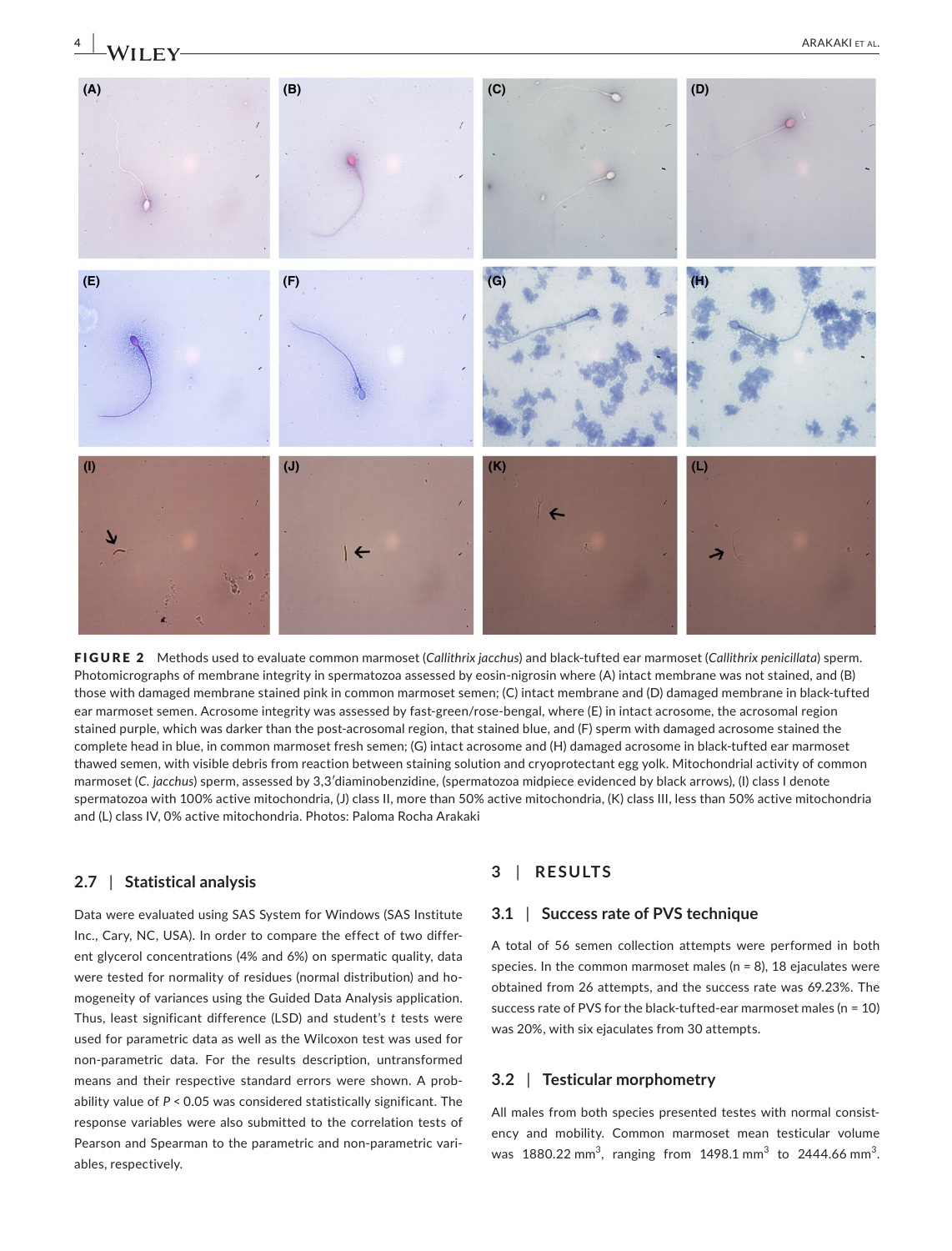**FIGURE 2** Methods used to evaluate common marmoset (*Callithrix jacchus*) and black-tufted ear marmoset (*Callithrix penicillata*) sperm. Photomicrographs of membrane integrity in spermatozoa assessed by eosin-nigrosin where (A) intact membrane was not stained, and (B) those with damaged membrane stained pink in common marmoset semen; (C) intact membrane and (D) damaged membrane in black-tufted ear marmoset semen. Acrosome integrity was assessed by fast-green/rose-bengal, where (E) in intact acrosome, the acrosomal region stained purple, which was darker than the post-acrosomal region, that stained blue, and (F) sperm with damaged acrosome stained the complete head in blue, in common marmoset fresh semen; (G) intact acrosome and (H) damaged acrosome in black-tufted ear marmoset thawed semen, with visible debris from reaction between staining solution and cryoprotectant egg yolk. Mitochondrial activity of common marmoset (*C. jacchus*) sperm, assessed by 3,3′diaminobenzidine, (spermatozoa midpiece evidenced by black arrows), (I) class I denote spermatozoa with 100% active mitochondria, (J) class II, more than 50% active mitochondria, (K) class III, less than 50% active mitochondria and (L) class IV, 0% active mitochondria. Photos: Paloma Rocha Arakaki

### 2.7 | Statistical analysis

Data were evaluated using SAS System for Windows (SAS Institute Inc., Cary, NC, USA). In order to compare the effect of two different glycerol concentrations (4% and 6%) on spermatic quality, data were tested for normality of residues (normal distribution) and homogeneity of variances using the Guided Data Analysis application. Thus, least significant difference (LSD) and student's *t* tests were used for parametric data as well as the Wilcoxon test was used for non-parametric data. For the results description, untransformed means and their respective standard errors were shown. A probability value of $P < 0.05$ was considered statistically significant. The response variables were also submitted to the correlation tests of Pearson and Spearman to the parametric and non-parametric variables, respectively.

## 3 | RESULTS

### 3.1 | Success rate of PVS technique

A total of 56 semen collection attempts were performed in both species. In the common marmoset males (n = 8), 18 ejaculates were obtained from 26 attempts, and the success rate was 69.23%. The success rate of PVS for the black-tufted-ear marmoset males (n = 10) was 20%, with six ejaculates from 30 attempts.

### 3.2 | Testicular morphometry

All males from both species presented testes with normal consistency and mobility. Common marmoset mean testicular volume was 1880.22 $mm^3$, ranging from 1498.1 $mm^3$ to 2444.66 $mm^3$.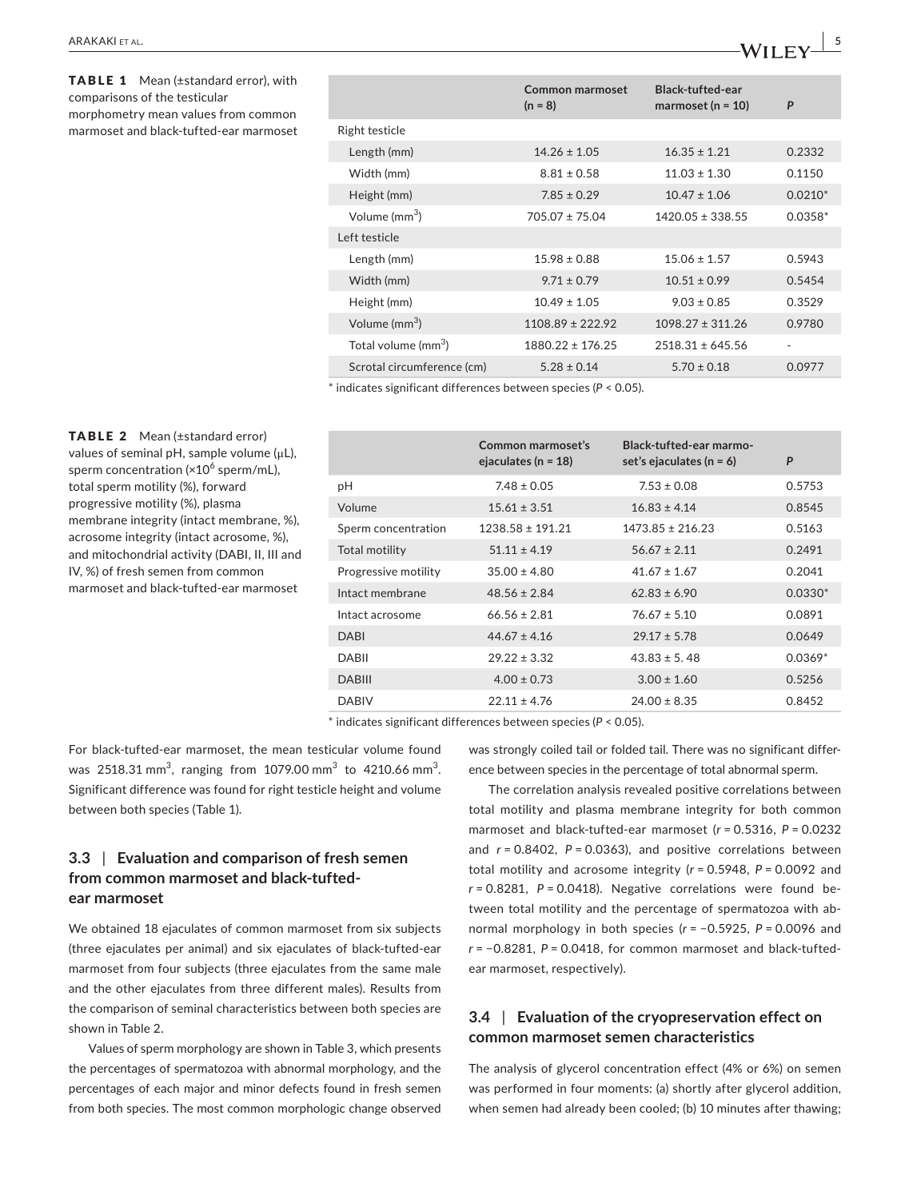**TABLE 1** Mean (±standard error), with comparisons of the testicular morphometry mean values from common marmoset and black-tufted-ear marmoset

| | Common marmoset (n = 8) | Black-tufted-ear marmoset (n = 10) | *P* |
|---|---|---|---|
| Right testicle | | | |
| Length (mm) | 14.26 ± 1.05 | 16.35 ± 1.21 | 0.2332 |
| Width (mm) | 8.81 ± 0.58 | 11.03 ± 1.30 | 0.1150 |
| Height (mm) | 7.85 ± 0.29 | 10.47 ± 1.06 | 0.0210* |
| Volume ($mm^3$) | 705.07 ± 75.04 | 1420.05 ± 338.55 | 0.0358* |
| Left testicle | | | |
| Length (mm) | 15.98 ± 0.88 | 15.06 ± 1.57 | 0.5943 |
| Width (mm) | 9.71 ± 0.79 | 10.51 ± 0.99 | 0.5454 |
| Height (mm) | 10.49 ± 1.05 | 9.03 ± 0.85 | 0.3529 |
| Volume ($mm^3$) | 1108.89 ± 222.92 | 1098.27 ± 311.26 | 0.9780 |
| Total volume ($mm^3$) | 1880.22 ± 176.25 | 2518.31 ± 645.56 | - |
| Scrotal circumference (cm) | 5.28 ± 0.14 | 5.70 ± 0.18 | 0.0977 |

\* indicates significant differences between species ($P < 0.05$).

**TABLE 2** Mean (±standard error) values of seminal pH, sample volume (μL), sperm concentration (×$10^6$ sperm/mL), total sperm motility (%), forward progressive motility (%), plasma membrane integrity (intact membrane, %), acrosome integrity (intact acrosome, %), and mitochondrial activity (DABI, II, III and IV, %) of fresh semen from common marmoset and black-tufted-ear marmoset

| | Common marmoset's ejaculates (n = 18) | Black-tufted-ear marmoset's ejaculates (n = 6) | *P* |
|---|---|---|---|
| pH | 7.48 ± 0.05 | 7.53 ± 0.08 | 0.5753 |
| Volume | 15.61 ± 3.51 | 16.83 ± 4.14 | 0.8545 |
| Sperm concentration | 1238.58 ± 191.21 | 1473.85 ± 216.23 | 0.5163 |
| Total motility | 51.11 ± 4.19 | 56.67 ± 2.11 | 0.2491 |
| Progressive motility | 35.00 ± 4.80 | 41.67 ± 1.67 | 0.2041 |
| Intact membrane | 48.56 ± 2.84 | 62.83 ± 6.90 | 0.0330* |
| Intact acrosome | 66.56 ± 2.81 | 76.67 ± 5.10 | 0.0891 |
| DABI | 44.67 ± 4.16 | 29.17 ± 5.78 | 0.0649 |
| DABII | 29.22 ± 3.32 | 43.83 ± 5. 48 | 0.0369* |
| DABIII | 4.00 ± 0.73 | 3.00 ± 1.60 | 0.5256 |
| DABIV | 22.11 ± 4.76 | 24.00 ± 8.35 | 0.8452 |

\* indicates significant differences between species ($P < 0.05$).

For black-tufted-ear marmoset, the mean testicular volume found was 2518.31 $mm^3$, ranging from 1079.00 $mm^3$ to 4210.66 $mm^3$. Significant difference was found for right testicle height and volume between both species (Table 1).

## 3.3 | Evaluation and comparison of fresh semen from common marmoset and black-tufted-ear marmoset

We obtained 18 ejaculates of common marmoset from six subjects (three ejaculates per animal) and six ejaculates of black-tufted-ear marmoset from four subjects (three ejaculates from the same male and the other ejaculates from three different males). Results from the comparison of seminal characteristics between both species are shown in Table 2.

Values of sperm morphology are shown in Table 3, which presents the percentages of spermatozoa with abnormal morphology, and the percentages of each major and minor defects found in fresh semen from both species. The most common morphologic change observed was strongly coiled tail or folded tail. There was no significant difference between species in the percentage of total abnormal sperm.

The correlation analysis revealed positive correlations between total motility and plasma membrane integrity for both common marmoset and black-tufted-ear marmoset ($r = 0.5316$, $P = 0.0232$ and $r = 0.8402$, $P = 0.0363$), and positive correlations between total motility and acrosome integrity ($r = 0.5948$, $P = 0.0092$ and $r = 0.8281$, $P = 0.0418$). Negative correlations were found between total motility and the percentage of spermatozoa with abnormal morphology in both species ($r = -0.5925$, $P = 0.0096$ and $r = -0.8281$, $P = 0.0418$, for common marmoset and black-tufted-ear marmoset, respectively).

## 3.4 | Evaluation of the cryopreservation effect on common marmoset semen characteristics

The analysis of glycerol concentration effect (4% or 6%) on semen was performed in four moments: (a) shortly after glycerol addition, when semen had already been cooled; (b) 10 minutes after thawing;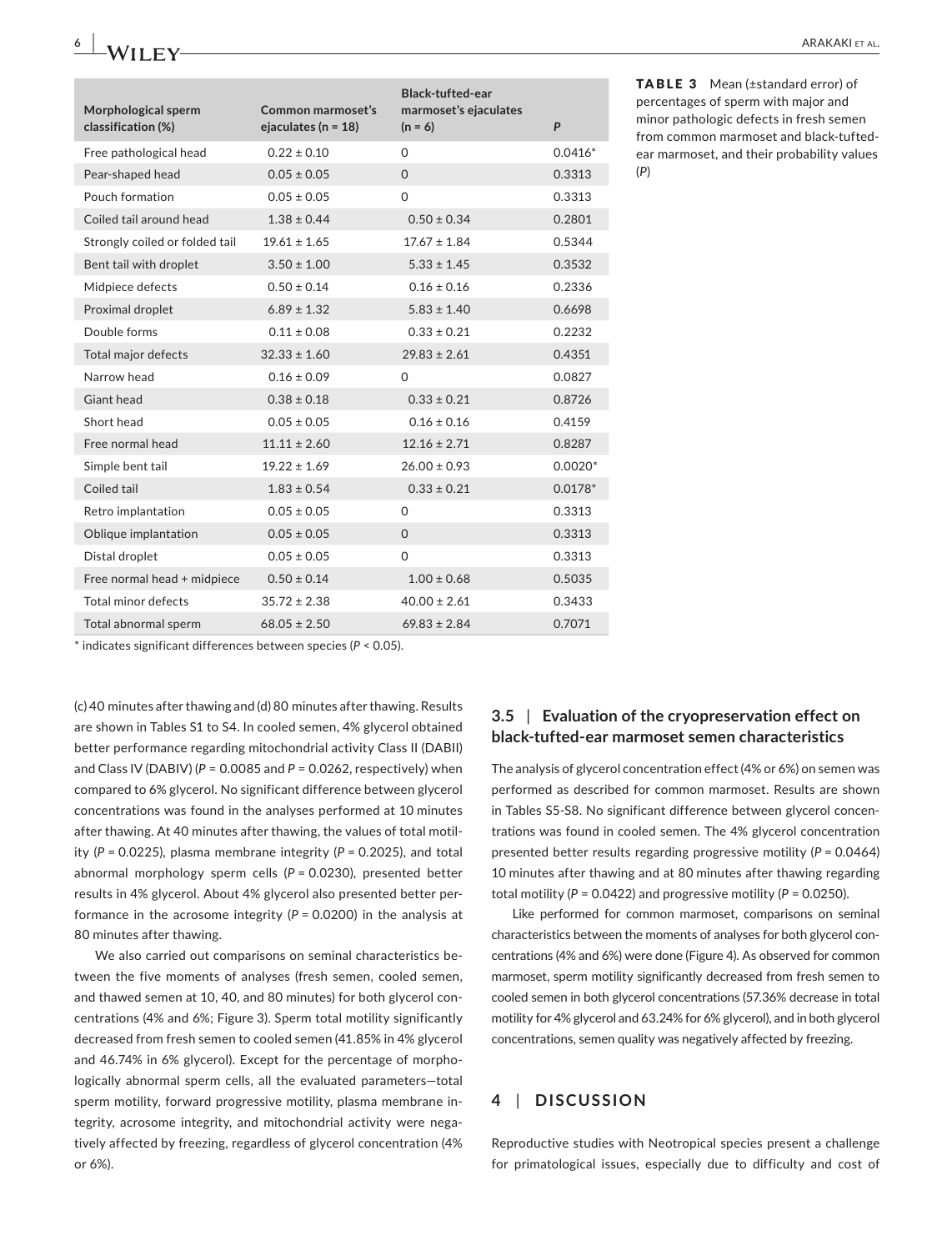**TABLE 3** Mean (±standard error) of percentages of sperm with major and minor pathologic defects in fresh semen from common marmoset and black-tufted-ear marmoset, and their probability values (*P*)

| Morphological sperm classification (%) | Common marmoset's ejaculates (n = 18) | Black-tufted-ear marmoset's ejaculates (n = 6) | *P* |
|---|---|---|---|
| Free pathological head | 0.22 ± 0.10 | 0 | 0.0416* |
| Pear-shaped head | 0.05 ± 0.05 | 0 | 0.3313 |
| Pouch formation | 0.05 ± 0.05 | 0 | 0.3313 |
| Coiled tail around head | 1.38 ± 0.44 | 0.50 ± 0.34 | 0.2801 |
| Strongly coiled or folded tail | 19.61 ± 1.65 | 17.67 ± 1.84 | 0.5344 |
| Bent tail with droplet | 3.50 ± 1.00 | 5.33 ± 1.45 | 0.3532 |
| Midpiece defects | 0.50 ± 0.14 | 0.16 ± 0.16 | 0.2336 |
| Proximal droplet | 6.89 ± 1.32 | 5.83 ± 1.40 | 0.6698 |
| Double forms | 0.11 ± 0.08 | 0.33 ± 0.21 | 0.2232 |
| Total major defects | 32.33 ± 1.60 | 29.83 ± 2.61 | 0.4351 |
| Narrow head | 0.16 ± 0.09 | 0 | 0.0827 |
| Giant head | 0.38 ± 0.18 | 0.33 ± 0.21 | 0.8726 |
| Short head | 0.05 ± 0.05 | 0.16 ± 0.16 | 0.4159 |
| Free normal head | 11.11 ± 2.60 | 12.16 ± 2.71 | 0.8287 |
| Simple bent tail | 19.22 ± 1.69 | 26.00 ± 0.93 | 0.0020* |
| Coiled tail | 1.83 ± 0.54 | 0.33 ± 0.21 | 0.0178* |
| Retro implantation | 0.05 ± 0.05 | 0 | 0.3313 |
| Oblique implantation | 0.05 ± 0.05 | 0 | 0.3313 |
| Distal droplet | 0.05 ± 0.05 | 0 | 0.3313 |
| Free normal head + midpiece | 0.50 ± 0.14 | 1.00 ± 0.68 | 0.5035 |
| Total minor defects | 35.72 ± 2.38 | 40.00 ± 2.61 | 0.3433 |
| Total abnormal sperm | 68.05 ± 2.50 | 69.83 ± 2.84 | 0.7071 |

\* indicates significant differences between species ($P < 0.05$).

(c) 40 minutes after thawing and (d) 80 minutes after thawing. Results are shown in Tables S1 to S4. In cooled semen, 4% glycerol obtained better performance regarding mitochondrial activity Class II (DABII) and Class IV (DABIV) ($P = 0.0085$ and $P = 0.0262$, respectively) when compared to 6% glycerol. No significant difference between glycerol concentrations was found in the analyses performed at 10 minutes after thawing. At 40 minutes after thawing, the values of total motility ($P = 0.0225$), plasma membrane integrity ($P = 0.2025$), and total abnormal morphology sperm cells ($P = 0.0230$), presented better results in 4% glycerol. About 4% glycerol also presented better performance in the acrosome integrity ($P = 0.0200$) in the analysis at 80 minutes after thawing.

We also carried out comparisons on seminal characteristics between the five moments of analyses (fresh semen, cooled semen, and thawed semen at 10, 40, and 80 minutes) for both glycerol concentrations (4% and 6%; Figure 3). Sperm total motility significantly decreased from fresh semen to cooled semen (41.85% in 4% glycerol and 46.74% in 6% glycerol). Except for the percentage of morphologically abnormal sperm cells, all the evaluated parameters—total sperm motility, forward progressive motility, plasma membrane integrity, acrosome integrity, and mitochondrial activity were negatively affected by freezing, regardless of glycerol concentration (4% or 6%).

### 3.5 | Evaluation of the cryopreservation effect on black-tufted-ear marmoset semen characteristics

The analysis of glycerol concentration effect (4% or 6%) on semen was performed as described for common marmoset. Results are shown in Tables S5-S8. No significant difference between glycerol concentrations was found in cooled semen. The 4% glycerol concentration presented better results regarding progressive motility ($P = 0.0464$) 10 minutes after thawing and at 80 minutes after thawing regarding total motility ($P = 0.0422$) and progressive motility ($P = 0.0250$).

Like performed for common marmoset, comparisons on seminal characteristics between the moments of analyses for both glycerol concentrations (4% and 6%) were done (Figure 4). As observed for common marmoset, sperm motility significantly decreased from fresh semen to cooled semen in both glycerol concentrations (57.36% decrease in total motility for 4% glycerol and 63.24% for 6% glycerol), and in both glycerol concentrations, semen quality was negatively affected by freezing.

## 4 | DISCUSSION

Reproductive studies with Neotropical species present a challenge for primatological issues, especially due to difficulty and cost of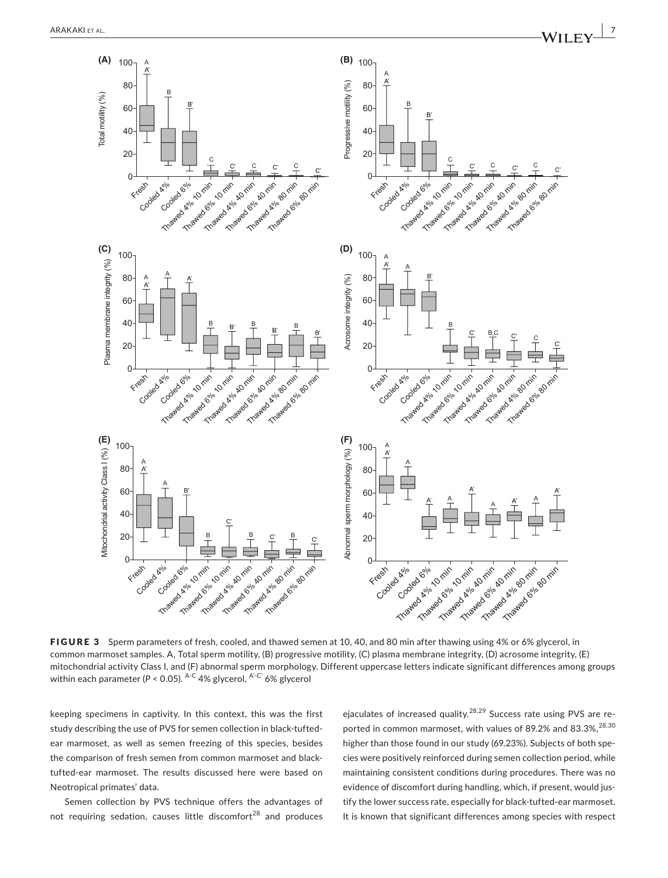FIGURE 3 Sperm parameters of fresh, cooled, and thawed semen at 10, 40, and 80 min after thawing using 4% or 6% glycerol, in common marmoset samples. A, Total sperm motility, (B) progressive motility, (C) plasma membrane integrity, (D) acrosome integrity, (E) mitochondrial activity Class I, and (F) abnormal sperm morphology. Different uppercase letters indicate significant differences among groups within each parameter ($P < 0.05$). A-C 4% glycerol, A'-C' 6% glycerol

keeping specimens in captivity. In this context, this was the first study describing the use of PVS for semen collection in black-tufted-ear marmoset, as well as semen freezing of this species, besides the comparison of fresh semen from common marmoset and black-tufted-ear marmoset. The results discussed here were based on Neotropical primates' data.

Semen collection by PVS technique offers the advantages of not requiring sedation, causes little discomfort[28] and produces ejaculates of increased quality.[28,29] Success rate using PVS are reported in common marmoset, with values of 89.2% and 83.3%,[28,30] higher than those found in our study (69.23%). Subjects of both species were positively reinforced during semen collection period, while maintaining consistent conditions during procedures. There was no evidence of discomfort during handling, which, if present, would justify the lower success rate, especially for black-tufted-ear marmoset. It is known that significant differences among species with respect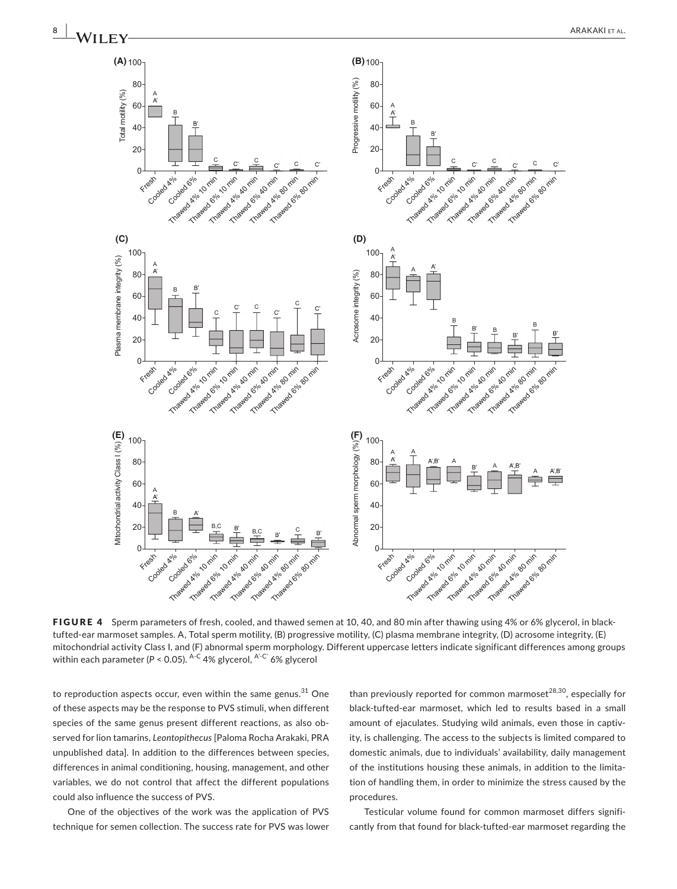**FIGURE 4** Sperm parameters of fresh, cooled, and thawed semen at 10, 40, and 80 min after thawing using 4% or 6% glycerol, in black-tufted-ear marmoset samples. A, Total sperm motility, (B) progressive motility, (C) plasma membrane integrity, (D) acrosome integrity, (E) mitochondrial activity Class I, and (F) abnormal sperm morphology. Different uppercase letters indicate significant differences among groups within each parameter ($P < 0.05$). $^{A\text{-}C}$ 4% glycerol, $^{A'\text{-}C'}$ 6% glycerol

to reproduction aspects occur, even within the same genus.[31] One of these aspects may be the response to PVS stimuli, when different species of the same genus present different reactions, as also observed for lion tamarins, *Leontopithecus* [Paloma Rocha Arakaki, PRA unpublished data]. In addition to the differences between species, differences in animal conditioning, housing, management, and other variables, we do not control that affect the different populations could also influence the success of PVS.

One of the objectives of the work was the application of PVS technique for semen collection. The success rate for PVS was lower than previously reported for common marmoset[28,30], especially for black-tufted-ear marmoset, which led to results based in a small amount of ejaculates. Studying wild animals, even those in captivity, is challenging. The access to the subjects is limited compared to domestic animals, due to individuals' availability, daily management of the institutions housing these animals, in addition to the limitation of handling them, in order to minimize the stress caused by the procedures.

Testicular volume found for common marmoset differs significantly from that found for black-tufted-ear marmoset regarding the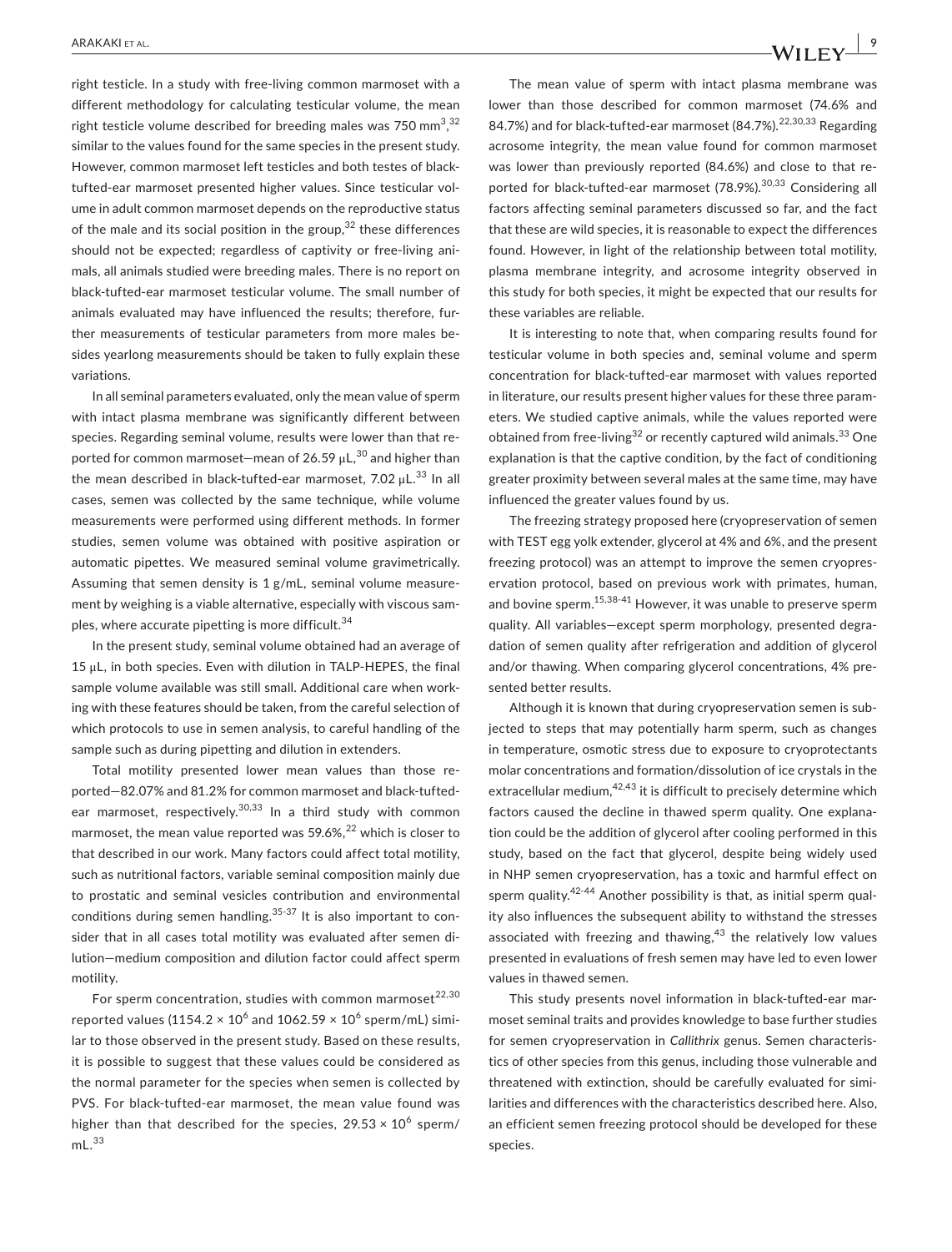right testicle. In a study with free-living common marmoset with a different methodology for calculating testicular volume, the mean right testicle volume described for breeding males was 750 $mm^3$,[32] similar to the values found for the same species in the present study. However, common marmoset left testicles and both testes of black-tufted-ear marmoset presented higher values. Since testicular volume in adult common marmoset depends on the reproductive status of the male and its social position in the group,[32] these differences should not be expected; regardless of captivity or free-living animals, all animals studied were breeding males. There is no report on black-tufted-ear marmoset testicular volume. The small number of animals evaluated may have influenced the results; therefore, further measurements of testicular parameters from more males besides yearlong measurements should be taken to fully explain these variations.

In all seminal parameters evaluated, only the mean value of sperm with intact plasma membrane was significantly different between species. Regarding seminal volume, results were lower than that reported for common marmoset—mean of 26.59 μL,[30] and higher than the mean described in black-tufted-ear marmoset, 7.02 μL.[33] In all cases, semen was collected by the same technique, while volume measurements were performed using different methods. In former studies, semen volume was obtained with positive aspiration or automatic pipettes. We measured seminal volume gravimetrically. Assuming that semen density is 1 g/mL, seminal volume measurement by weighing is a viable alternative, especially with viscous samples, where accurate pipetting is more difficult.[34]

In the present study, seminal volume obtained had an average of 15 μL, in both species. Even with dilution in TALP-HEPES, the final sample volume available was still small. Additional care when working with these features should be taken, from the careful selection of which protocols to use in semen analysis, to careful handling of the sample such as during pipetting and dilution in extenders.

Total motility presented lower mean values than those reported—82.07% and 81.2% for common marmoset and black-tufted-ear marmoset, respectively.[30,33] In a third study with common marmoset, the mean value reported was 59.6%,[22] which is closer to that described in our work. Many factors could affect total motility, such as nutritional factors, variable seminal composition mainly due to prostatic and seminal vesicles contribution and environmental conditions during semen handling.[35-37] It is also important to consider that in all cases total motility was evaluated after semen dilution—medium composition and dilution factor could affect sperm motility.

For sperm concentration, studies with common marmoset[22,30] reported values ($1154.2 \times 10^6$ and $1062.59 \times 10^6$ sperm/mL) similar to those observed in the present study. Based on these results, it is possible to suggest that these values could be considered as the normal parameter for the species when semen is collected by PVS. For black-tufted-ear marmoset, the mean value found was higher than that described for the species, $29.53 \times 10^6$ sperm/mL.[33]

The mean value of sperm with intact plasma membrane was lower than those described for common marmoset (74.6% and 84.7%) and for black-tufted-ear marmoset (84.7%).[22,30,33] Regarding acrosome integrity, the mean value found for common marmoset was lower than previously reported (84.6%) and close to that reported for black-tufted-ear marmoset (78.9%).[30,33] Considering all factors affecting seminal parameters discussed so far, and the fact that these are wild species, it is reasonable to expect the differences found. However, in light of the relationship between total motility, plasma membrane integrity, and acrosome integrity observed in this study for both species, it might be expected that our results for these variables are reliable.

It is interesting to note that, when comparing results found for testicular volume in both species and, seminal volume and sperm concentration for black-tufted-ear marmoset with values reported in literature, our results present higher values for these three parameters. We studied captive animals, while the values reported were obtained from free-living[32] or recently captured wild animals.[33] One explanation is that the captive condition, by the fact of conditioning greater proximity between several males at the same time, may have influenced the greater values found by us.

The freezing strategy proposed here (cryopreservation of semen with TEST egg yolk extender, glycerol at 4% and 6%, and the present freezing protocol) was an attempt to improve the semen cryopreservation protocol, based on previous work with primates, human, and bovine sperm.[15,38-41] However, it was unable to preserve sperm quality. All variables—except sperm morphology, presented degradation of semen quality after refrigeration and addition of glycerol and/or thawing. When comparing glycerol concentrations, 4% presented better results.

Although it is known that during cryopreservation semen is subjected to steps that may potentially harm sperm, such as changes in temperature, osmotic stress due to exposure to cryoprotectants molar concentrations and formation/dissolution of ice crystals in the extracellular medium,[42,43] it is difficult to precisely determine which factors caused the decline in thawed sperm quality. One explanation could be the addition of glycerol after cooling performed in this study, based on the fact that glycerol, despite being widely used in NHP semen cryopreservation, has a toxic and harmful effect on sperm quality.[42-44] Another possibility is that, as initial sperm quality also influences the subsequent ability to withstand the stresses associated with freezing and thawing,[43] the relatively low values presented in evaluations of fresh semen may have led to even lower values in thawed semen.

This study presents novel information in black-tufted-ear marmoset seminal traits and provides knowledge to base further studies for semen cryopreservation in *Callithrix* genus. Semen characteristics of other species from this genus, including those vulnerable and threatened with extinction, should be carefully evaluated for similarities and differences with the characteristics described here. Also, an efficient semen freezing protocol should be developed for these species.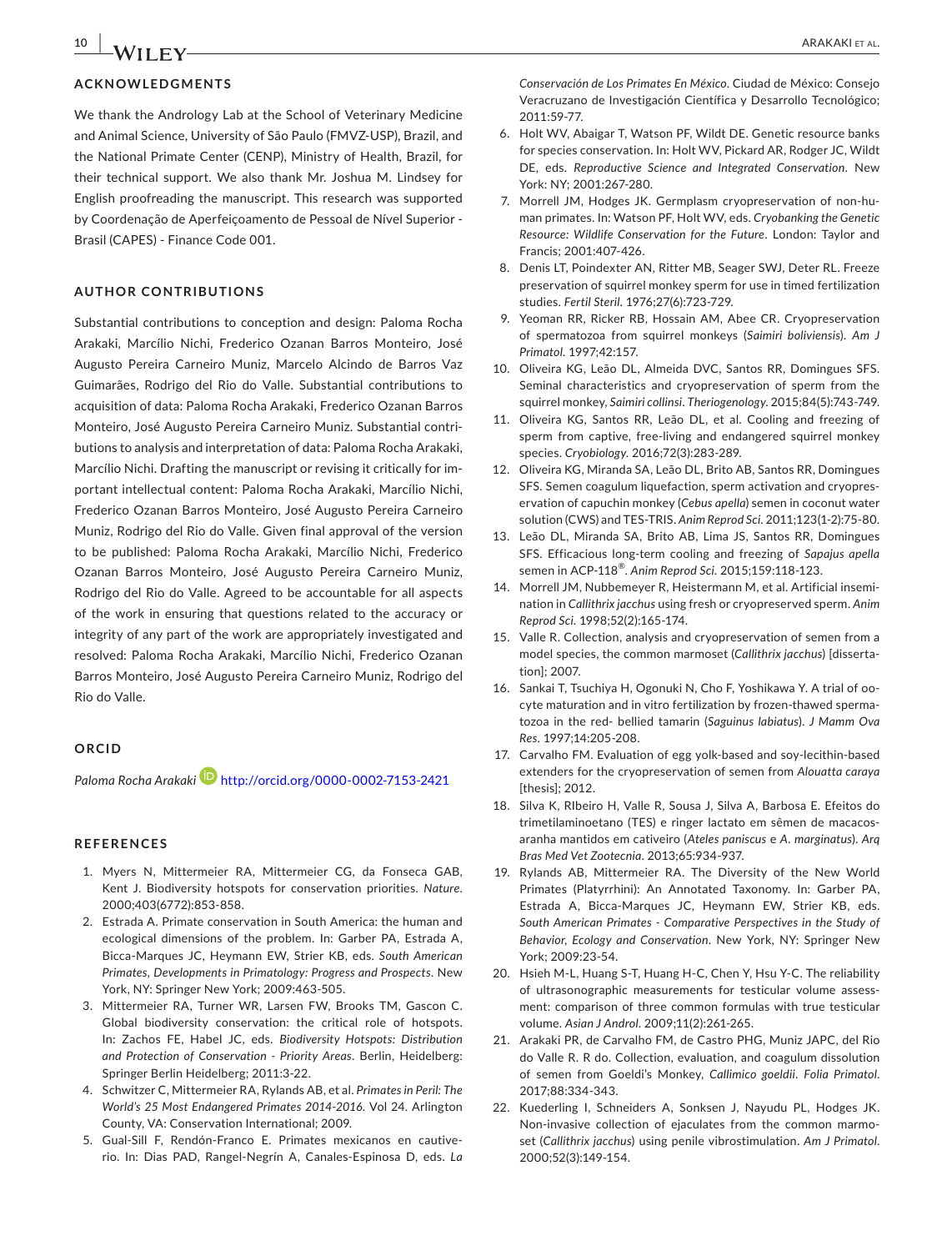## ACKNOWLEDGMENTS

We thank the Andrology Lab at the School of Veterinary Medicine and Animal Science, University of São Paulo (FMVZ-USP), Brazil, and the National Primate Center (CENP), Ministry of Health, Brazil, for their technical support. We also thank Mr. Joshua M. Lindsey for English proofreading the manuscript. This research was supported by Coordenação de Aperfeiçoamento de Pessoal de Nível Superior - Brasil (CAPES) - Finance Code 001.

## AUTHOR CONTRIBUTIONS

Substantial contributions to conception and design: Paloma Rocha Arakaki, Marcílio Nichi, Frederico Ozanan Barros Monteiro, José Augusto Pereira Carneiro Muniz, Marcelo Alcindo de Barros Vaz Guimarães, Rodrigo del Rio do Valle. Substantial contributions to acquisition of data: Paloma Rocha Arakaki, Frederico Ozanan Barros Monteiro, José Augusto Pereira Carneiro Muniz. Substantial contributions to analysis and interpretation of data: Paloma Rocha Arakaki, Marcílio Nichi. Drafting the manuscript or revising it critically for important intellectual content: Paloma Rocha Arakaki, Marcílio Nichi, Frederico Ozanan Barros Monteiro, José Augusto Pereira Carneiro Muniz, Rodrigo del Rio do Valle. Given final approval of the version to be published: Paloma Rocha Arakaki, Marcílio Nichi, Frederico Ozanan Barros Monteiro, José Augusto Pereira Carneiro Muniz, Rodrigo del Rio do Valle. Agreed to be accountable for all aspects of the work in ensuring that questions related to the accuracy or integrity of any part of the work are appropriately investigated and resolved: Paloma Rocha Arakaki, Marcílio Nichi, Frederico Ozanan Barros Monteiro, José Augusto Pereira Carneiro Muniz, Rodrigo del Rio do Valle.

## ORCID

*Paloma Rocha Arakaki* http://orcid.org/0000-0002-7153-2421

## REFERENCES

1. Myers N, Mittermeier RA, Mittermeier CG, da Fonseca GAB, Kent J. Biodiversity hotspots for conservation priorities. *Nature*. 2000;403(6772):853-858.
2. Estrada A. Primate conservation in South America: the human and ecological dimensions of the problem. In: Garber PA, Estrada A, Bicca-Marques JC, Heymann EW, Strier KB, eds. *South American Primates, Developments in Primatology: Progress and Prospects*. New York, NY: Springer New York; 2009:463-505.
3. Mittermeier RA, Turner WR, Larsen FW, Brooks TM, Gascon C. Global biodiversity conservation: the critical role of hotspots. In: Zachos FE, Habel JC, eds. *Biodiversity Hotspots: Distribution and Protection of Conservation - Priority Areas*. Berlin, Heidelberg: Springer Berlin Heidelberg; 2011:3-22.
4. Schwitzer C, Mittermeier RA, Rylands AB, et al. *Primates in Peril: The World's 25 Most Endangered Primates 2014-2016*. Vol 24. Arlington County, VA: Conservation International; 2009.
5. Gual-Sill F, Rendón-Franco E. Primates mexicanos en cautiverio. In: Dias PAD, Rangel-Negrín A, Canales-Espinosa D, eds. *La Conservación de Los Primates En México*. Ciudad de México: Consejo Veracruzano de Investigación Científica y Desarrollo Tecnológico; 2011:59-77.
6. Holt WV, Abaigar T, Watson PF, Wildt DE. Genetic resource banks for species conservation. In: Holt WV, Pickard AR, Rodger JC, Wildt DE, eds. *Reproductive Science and Integrated Conservation*. New York: NY; 2001:267-280.
7. Morrell JM, Hodges JK. Germplasm cryopreservation of non-human primates. In: Watson PF, Holt WV, eds. *Cryobanking the Genetic Resource: Wildlife Conservation for the Future*. London: Taylor and Francis; 2001:407-426.
8. Denis LT, Poindexter AN, Ritter MB, Seager SWJ, Deter RL. Freeze preservation of squirrel monkey sperm for use in timed fertilization studies. *Fertil Steril*. 1976;27(6):723-729.
9. Yeoman RR, Ricker RB, Hossain AM, Abee CR. Cryopreservation of spermatozoa from squirrel monkeys (*Saimiri boliviensis*). *Am J Primatol*. 1997;42:157.
10. Oliveira KG, Leão DL, Almeida DVC, Santos RR, Domingues SFS. Seminal characteristics and cryopreservation of sperm from the squirrel monkey, *Saimiri collinsi*. *Theriogenology*. 2015;84(5):743-749.
11. Oliveira KG, Santos RR, Leão DL, et al. Cooling and freezing of sperm from captive, free-living and endangered squirrel monkey species. *Cryobiology*. 2016;72(3):283-289.
12. Oliveira KG, Miranda SA, Leão DL, Brito AB, Santos RR, Domingues SFS. Semen coagulum liquefaction, sperm activation and cryopreservation of capuchin monkey (*Cebus apella*) semen in coconut water solution (CWS) and TES-TRIS. *Anim Reprod Sci*. 2011;123(1-2):75-80.
13. Leão DL, Miranda SA, Brito AB, Lima JS, Santos RR, Domingues SFS. Efficacious long-term cooling and freezing of *Sapajus apella* semen in ACP-118®. *Anim Reprod Sci*. 2015;159:118-123.
14. Morrell JM, Nubbemeyer R, Heistermann M, et al. Artificial insemination in *Callithrix jacchus* using fresh or cryopreserved sperm. *Anim Reprod Sci*. 1998;52(2):165-174.
15. Valle R. Collection, analysis and cryopreservation of semen from a model species, the common marmoset (*Callithrix jacchus*) [dissertation]; 2007.
16. Sankai T, Tsuchiya H, Ogonuki N, Cho F, Yoshikawa Y. A trial of oocyte maturation and in vitro fertilization by frozen-thawed spermatozoa in the red- bellied tamarin (*Saguinus labiatus*). *J Mamm Ova Res*. 1997;14:205-208.
17. Carvalho FM. Evaluation of egg yolk-based and soy-lecithin-based extenders for the cryopreservation of semen from *Alouatta caraya* [thesis]; 2012.
18. Silva K, RIbeiro H, Valle R, Sousa J, Silva A, Barbosa E. Efeitos do trimetilaminoetano (TES) e ringer lactato em sêmen de macacos-aranha mantidos em cativeiro (*Ateles paniscus* e *A. marginatus*). *Arq Bras Med Vet Zootecnia*. 2013;65:934-937.
19. Rylands AB, Mittermeier RA. The Diversity of the New World Primates (Platyrrhini): An Annotated Taxonomy. In: Garber PA, Estrada A, Bicca-Marques JC, Heymann EW, Strier KB, eds. *South American Primates - Comparative Perspectives in the Study of Behavior, Ecology and Conservation*. New York, NY: Springer New York; 2009:23-54.
20. Hsieh M-L, Huang S-T, Huang H-C, Chen Y, Hsu Y-C. The reliability of ultrasonographic measurements for testicular volume assessment: comparison of three common formulas with true testicular volume. *Asian J Androl*. 2009;11(2):261-265.
21. Arakaki PR, de Carvalho FM, de Castro PHG, Muniz JAPC, del Rio do Valle R. R do. Collection, evaluation, and coagulum dissolution of semen from Goeldi's Monkey, *Callimico goeldii*. *Folia Primatol*. 2017;88:334-343.
22. Kuederling I, Schneiders A, Sonksen J, Nayudu PL, Hodges JK. Non-invasive collection of ejaculates from the common marmoset (*Callithrix jacchus*) using penile vibrostimulation. *Am J Primatol*. 2000;52(3):149-154.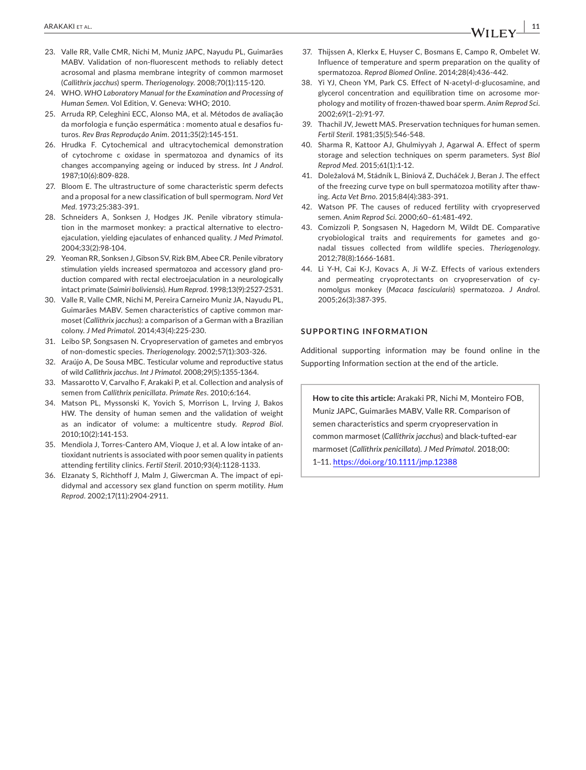23. Valle RR, Valle CMR, Nichi M, Muniz JAPC, Nayudu PL, Guimarães MABV. Validation of non-fluorescent methods to reliably detect acrosomal and plasma membrane integrity of common marmoset (*Callithrix jacchus*) sperm. *Theriogenology*. 2008;70(1):115-120.
24. WHO. *WHO Laboratory Manual for the Examination and Processing of Human Semen*. Vol Edition, V. Geneva: WHO; 2010.
25. Arruda RP, Celeghini ECC, Alonso MA, et al. Métodos de avaliação da morfologia e função espermática : momento atual e desafios futuros. *Rev Bras Reprodução Anim*. 2011;35(2):145-151.
26. Hrudka F. Cytochemical and ultracytochemical demonstration of cytochrome c oxidase in spermatozoa and dynamics of its changes accompanying ageing or induced by stress. *Int J Androl*. 1987;10(6):809-828.
27. Bloom E. The ultrastructure of some characteristic sperm defects and a proposal for a new classification of bull spermogram. *Nord Vet Med*. 1973;25:383-391.
28. Schneiders A, Sonksen J, Hodges JK. Penile vibratory stimulation in the marmoset monkey: a practical alternative to electroejaculation, yielding ejaculates of enhanced quality. *J Med Primatol*. 2004;33(2):98-104.
29. Yeoman RR, Sonksen J, Gibson SV, Rizk BM, Abee CR. Penile vibratory stimulation yields increased spermatozoa and accessory gland production compared with rectal electroejaculation in a neurologically intact primate (*Saimiri boliviensis*). *Hum Reprod*. 1998;13(9):2527-2531.
30. Valle R, Valle CMR, Nichi M, Pereira Carneiro Muniz JA, Nayudu PL, Guimarães MABV. Semen characteristics of captive common marmoset (*Callithrix jacchus*): a comparison of a German with a Brazilian colony. *J Med Primatol*. 2014;43(4):225-230.
31. Leibo SP, Songsasen N. Cryopreservation of gametes and embryos of non-domestic species. *Theriogenology*. 2002;57(1):303-326.
32. Araújo A, De Sousa MBC. Testicular volume and reproductive status of wild *Callithrix jacchus*. *Int J Primatol*. 2008;29(5):1355-1364.
33. Massarotto V, Carvalho F, Arakaki P, et al. Collection and analysis of semen from *Callithrix penicillata*. *Primate Res*. 2010;6:164.
34. Matson PL, Myssonski K, Yovich S, Morrison L, Irving J, Bakos HW. The density of human semen and the validation of weight as an indicator of volume: a multicentre study. *Reprod Biol*. 2010;10(2):141-153.
35. Mendiola J, Torres-Cantero AM, Vioque J, et al. A low intake of antioxidant nutrients is associated with poor semen quality in patients attending fertility clinics. *Fertil Steril*. 2010;93(4):1128-1133.
36. Elzanaty S, Richthoff J, Malm J, Giwercman A. The impact of epididymal and accessory sex gland function on sperm motility. *Hum Reprod*. 2002;17(11):2904-2911.
37. Thijssen A, Klerkx E, Huyser C, Bosmans E, Campo R, Ombelet W. Influence of temperature and sperm preparation on the quality of spermatozoa. *Reprod Biomed Online*. 2014;28(4):436-442.
38. Yi YJ, Cheon YM, Park CS. Effect of N-acetyl-d-glucosamine, and glycerol concentration and equilibration time on acrosome morphology and motility of frozen-thawed boar sperm. *Anim Reprod Sci*. 2002;69(1–2):91-97.
39. Thachil JV, Jewett MAS. Preservation techniques for human semen. *Fertil Steril*. 1981;35(5):546-548.
40. Sharma R, Kattoor AJ, Ghulmiyyah J, Agarwal A. Effect of sperm storage and selection techniques on sperm parameters. *Syst Biol Reprod Med*. 2015;61(1):1-12.
41. Doležalová M, Stádník L, Biniová Z, Ducháček J, Beran J. The effect of the freezing curve type on bull spermatozoa motility after thawing. *Acta Vet Brno*. 2015;84(4):383-391.
42. Watson PF. The causes of reduced fertility with cryopreserved semen. *Anim Reprod Sci*. 2000;60–61:481-492.
43. Comizzoli P, Songsasen N, Hagedorn M, Wildt DE. Comparative cryobiological traits and requirements for gametes and gonadal tissues collected from wildlife species. *Theriogenology*. 2012;78(8):1666-1681.
44. Li Y-H, Cai K-J, Kovacs A, Ji W-Z. Effects of various extenders and permeating cryoprotectants on cryopreservation of cynomolgus monkey (*Macaca fascicularis*) spermatozoa. *J Androl*. 2005;26(3):387-395.

## SUPPORTING INFORMATION

Additional supporting information may be found online in the Supporting Information section at the end of the article.

**How to cite this article:** Arakaki PR, Nichi M, Monteiro FOB, Muniz JAPC, Guimarães MABV, Valle RR. Comparison of semen characteristics and sperm cryopreservation in common marmoset (*Callithrix jacchus*) and black-tufted-ear marmoset (*Callithrix penicillata*). *J Med Primatol*. 2018;00:1–11. https://doi.org/10.1111/jmp.12388